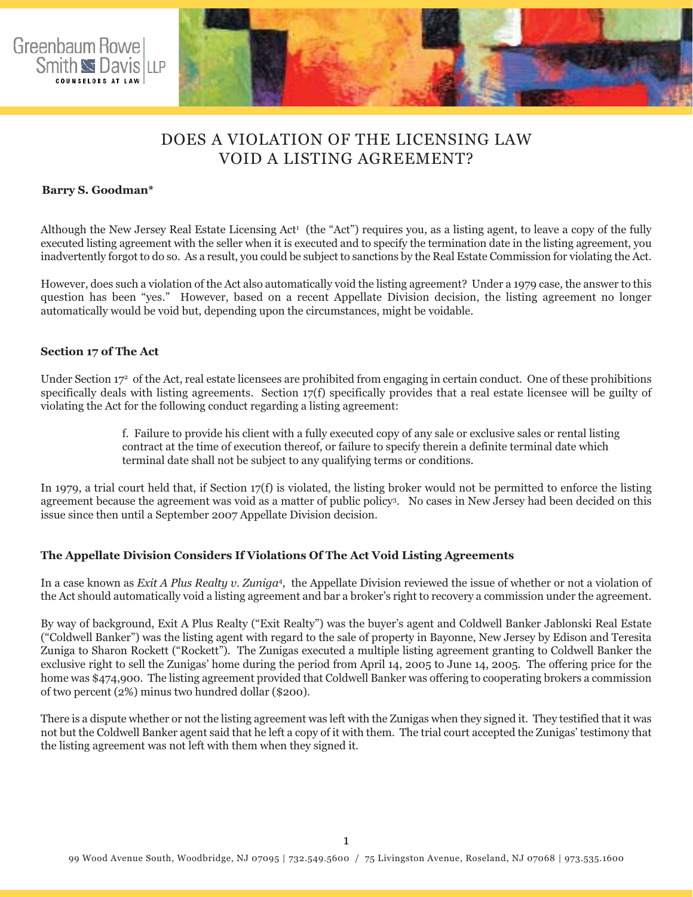# DOES A VIOLATION OF THE LICENSING LAW VOID A LISTING AGREEMENT?

**Barry S. Goodman***

Although the New Jersey Real Estate Licensing Act[1] (the "Act") requires you, as a listing agent, to leave a copy of the fully executed listing agreement with the seller when it is executed and to specify the termination date in the listing agreement, you inadvertently forgot to do so. As a result, you could be subject to sanctions by the Real Estate Commission for violating the Act.

However, does such a violation of the Act also automatically void the listing agreement? Under a 1979 case, the answer to this question has been "yes." However, based on a recent Appellate Division decision, the listing agreement no longer automatically would be void but, depending upon the circumstances, might be voidable.

**Section 17 of The Act**

Under Section 17[2] of the Act, real estate licensees are prohibited from engaging in certain conduct. One of these prohibitions specifically deals with listing agreements. Section 17(f) specifically provides that a real estate licensee will be guilty of violating the Act for the following conduct regarding a listing agreement:

> f. Failure to provide his client with a fully executed copy of any sale or exclusive sales or rental listing contract at the time of execution thereof, or failure to specify therein a definite terminal date which terminal date shall not be subject to any qualifying terms or conditions.

In 1979, a trial court held that, if Section 17(f) is violated, the listing broker would not be permitted to enforce the listing agreement because the agreement was void as a matter of public policy[3]. No cases in New Jersey had been decided on this issue since then until a September 2007 Appellate Division decision.

**The Appellate Division Considers If Violations Of The Act Void Listing Agreements**

In a case known as *Exit A Plus Realty v. Zuniga*[4], the Appellate Division reviewed the issue of whether or not a violation of the Act should automatically void a listing agreement and bar a broker's right to recovery a commission under the agreement.

By way of background, Exit A Plus Realty ("Exit Realty") was the buyer's agent and Coldwell Banker Jablonski Real Estate ("Coldwell Banker") was the listing agent with regard to the sale of property in Bayonne, New Jersey by Edison and Teresita Zuniga to Sharon Rockett ("Rockett"). The Zunigas executed a multiple listing agreement granting to Coldwell Banker the exclusive right to sell the Zunigas' home during the period from April 14, 2005 to June 14, 2005. The offering price for the home was $474,900. The listing agreement provided that Coldwell Banker was offering to cooperating brokers a commission of two percent (2%) minus two hundred dollar ($200).

There is a dispute whether or not the listing agreement was left with the Zunigas when they signed it. They testified that it was not but the Coldwell Banker agent said that he left a copy of it with them. The trial court accepted the Zunigas' testimony that the listing agreement was not left with them when they signed it.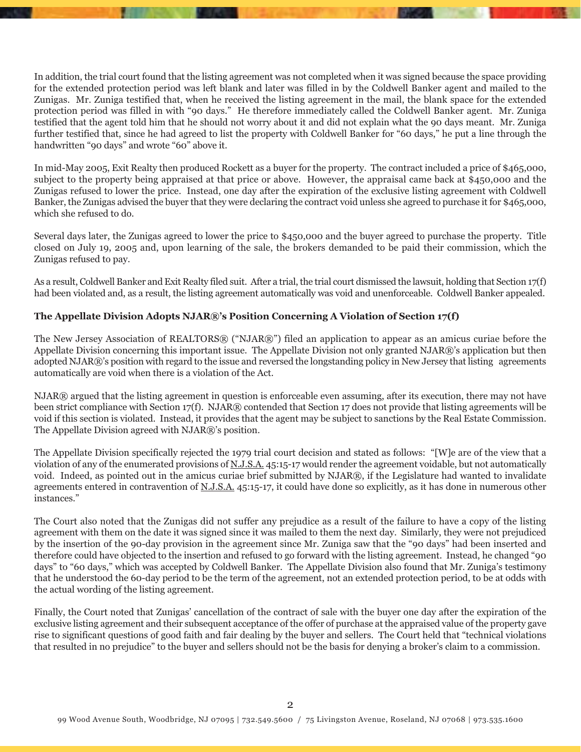In addition, the trial court found that the listing agreement was not completed when it was signed because the space providing for the extended protection period was left blank and later was filled in by the Coldwell Banker agent and mailed to the Zunigas. Mr. Zuniga testified that, when he received the listing agreement in the mail, the blank space for the extended protection period was filled in with "90 days." He therefore immediately called the Coldwell Banker agent. Mr. Zuniga testified that the agent told him that he should not worry about it and did not explain what the 90 days meant. Mr. Zuniga further testified that, since he had agreed to list the property with Coldwell Banker for "60 days," he put a line through the handwritten "90 days" and wrote "60" above it.

In mid-May 2005, Exit Realty then produced Rockett as a buyer for the property. The contract included a price of $465,000, subject to the property being appraised at that price or above. However, the appraisal came back at $450,000 and the Zunigas refused to lower the price. Instead, one day after the expiration of the exclusive listing agreement with Coldwell Banker, the Zunigas advised the buyer that they were declaring the contract void unless she agreed to purchase it for $465,000, which she refused to do.

Several days later, the Zunigas agreed to lower the price to $450,000 and the buyer agreed to purchase the property. Title closed on July 19, 2005 and, upon learning of the sale, the brokers demanded to be paid their commission, which the Zunigas refused to pay.

As a result, Coldwell Banker and Exit Realty filed suit. After a trial, the trial court dismissed the lawsuit, holding that Section 17(f) had been violated and, as a result, the listing agreement automatically was void and unenforceable. Coldwell Banker appealed.

**The Appellate Division Adopts NJAR®'s Position Concerning A Violation of Section 17(f)**

The New Jersey Association of REALTORS® ("NJAR®") filed an application to appear as an amicus curiae before the Appellate Division concerning this important issue. The Appellate Division not only granted NJAR®'s application but then adopted NJAR®'s position with regard to the issue and reversed the longstanding policy in New Jersey that listing agreements automatically are void when there is a violation of the Act.

NJAR® argued that the listing agreement in question is enforceable even assuming, after its execution, there may not have been strict compliance with Section 17(f). NJAR® contended that Section 17 does not provide that listing agreements will be void if this section is violated. Instead, it provides that the agent may be subject to sanctions by the Real Estate Commission. The Appellate Division agreed with NJAR®'s position.

The Appellate Division specifically rejected the 1979 trial court decision and stated as follows: "[W]e are of the view that a violation of any of the enumerated provisions of N.J.S.A. 45:15-17 would render the agreement voidable, but not automatically void. Indeed, as pointed out in the amicus curiae brief submitted by NJAR®, if the Legislature had wanted to invalidate agreements entered in contravention of N.J.S.A. 45:15-17, it could have done so explicitly, as it has done in numerous other instances."

The Court also noted that the Zunigas did not suffer any prejudice as a result of the failure to have a copy of the listing agreement with them on the date it was signed since it was mailed to them the next day. Similarly, they were not prejudiced by the insertion of the 90-day provision in the agreement since Mr. Zuniga saw that the "90 days" had been inserted and therefore could have objected to the insertion and refused to go forward with the listing agreement. Instead, he changed "90 days" to "60 days," which was accepted by Coldwell Banker. The Appellate Division also found that Mr. Zuniga's testimony that he understood the 60-day period to be the term of the agreement, not an extended protection period, to be at odds with the actual wording of the listing agreement.

Finally, the Court noted that Zunigas' cancellation of the contract of sale with the buyer one day after the expiration of the exclusive listing agreement and their subsequent acceptance of the offer of purchase at the appraised value of the property gave rise to significant questions of good faith and fair dealing by the buyer and sellers. The Court held that "technical violations that resulted in no prejudice" to the buyer and sellers should not be the basis for denying a broker's claim to a commission.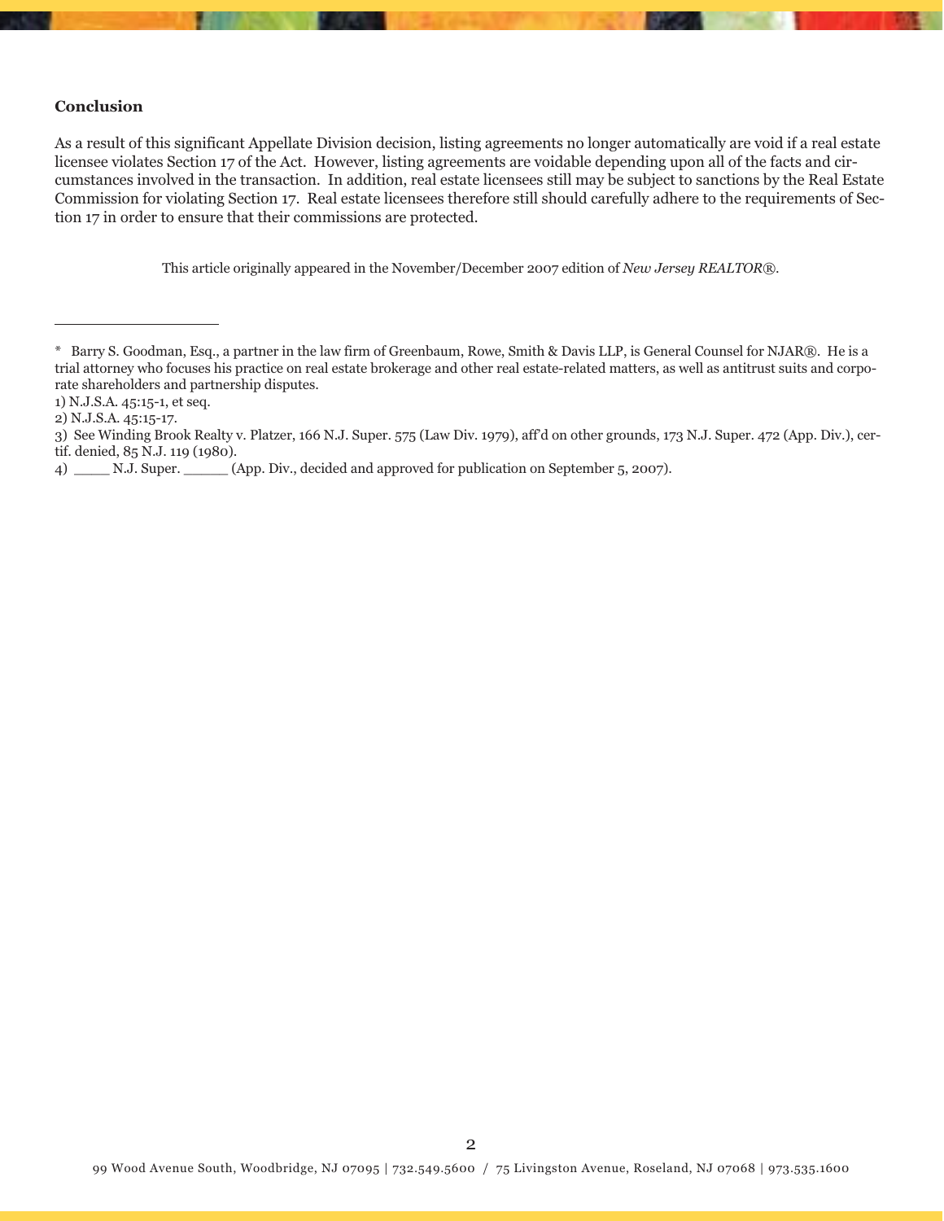**Conclusion**

As a result of this significant Appellate Division decision, listing agreements no longer automatically are void if a real estate licensee violates Section 17 of the Act. However, listing agreements are voidable depending upon all of the facts and circumstances involved in the transaction. In addition, real estate licensees still may be subject to sanctions by the Real Estate Commission for violating Section 17. Real estate licensees therefore still should carefully adhere to the requirements of Section 17 in order to ensure that their commissions are protected.

This article originally appeared in the November/December 2007 edition of *New Jersey REALTOR®*.

---

* Barry S. Goodman, Esq., a partner in the law firm of Greenbaum, Rowe, Smith & Davis LLP, is General Counsel for NJAR®. He is a trial attorney who focuses his practice on real estate brokerage and other real estate-related matters, as well as antitrust suits and corporate shareholders and partnership disputes.

1) N.J.S.A. 45:15-1, et seq.

2) N.J.S.A. 45:15-17.

3) See Winding Brook Realty v. Platzer, 166 N.J. Super. 575 (Law Div. 1979), aff'd on other grounds, 173 N.J. Super. 472 (App. Div.), certif. denied, 85 N.J. 119 (1980).

4) ____ N.J. Super. _____ (App. Div., decided and approved for publication on September 5, 2007).

99 Wood Avenue South, Woodbridge, NJ 07095 | 732.549.5600 / 75 Livingston Avenue, Roseland, NJ 07068 | 973.535.1600